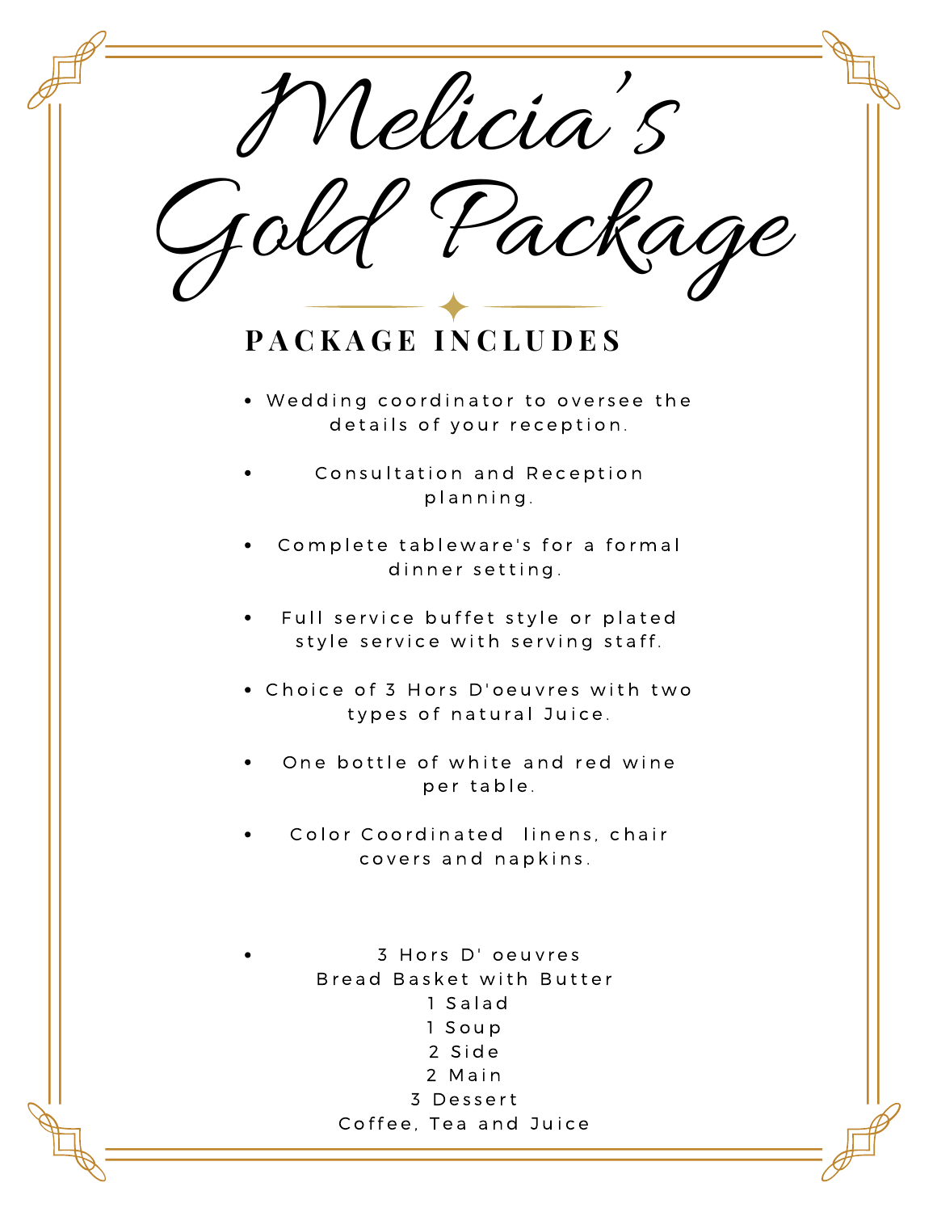# Melicia's Gold Package

## PACKAGE INCLUDES

- Wedding coordinator to oversee the details of your reception.
- Consultation and Reception planning.
- Complete tableware's for a formal dinner setting.
- Full service buffet style or plated style service with serving staff.
- Choice of 3 Hors D'oeuvres with two types of natural Juice.
- One bottle of white and red wine per table.
- Color Coordinated linens, chair covers and napkins.
- 3 Hors D' oeuvres
  Bread Basket with Butter
  1 Salad
  1 Soup
  2 Side
  2 Main
  3 Dessert
  Coffee, Tea and Juice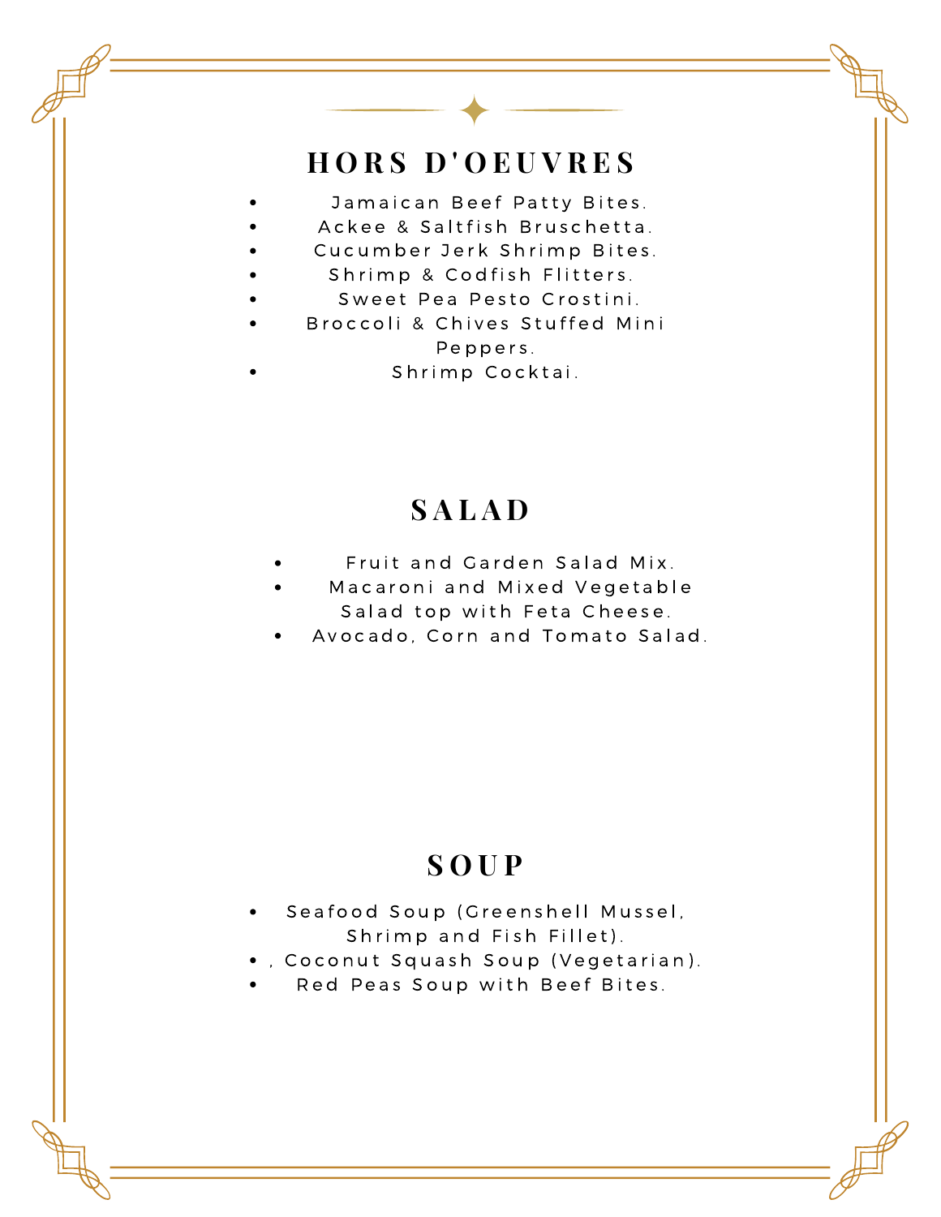## HORS D'OEUVRES

- Jamaican Beef Patty Bites.
- Ackee & Saltfish Bruschetta.
- Cucumber Jerk Shrimp Bites.
- Shrimp & Codfish Flitters.
- Sweet Pea Pesto Crostini.
- Broccoli & Chives Stuffed Mini Peppers.
- Shrimp Cocktai.

## SALAD

- Fruit and Garden Salad Mix.
- Macaroni and Mixed Vegetable Salad top with Feta Cheese.
- Avocado, Corn and Tomato Salad.

## SOUP

- Seafood Soup (Greenshell Mussel, Shrimp and Fish Fillet).
- , Coconut Squash Soup (Vegetarian).
- Red Peas Soup with Beef Bites.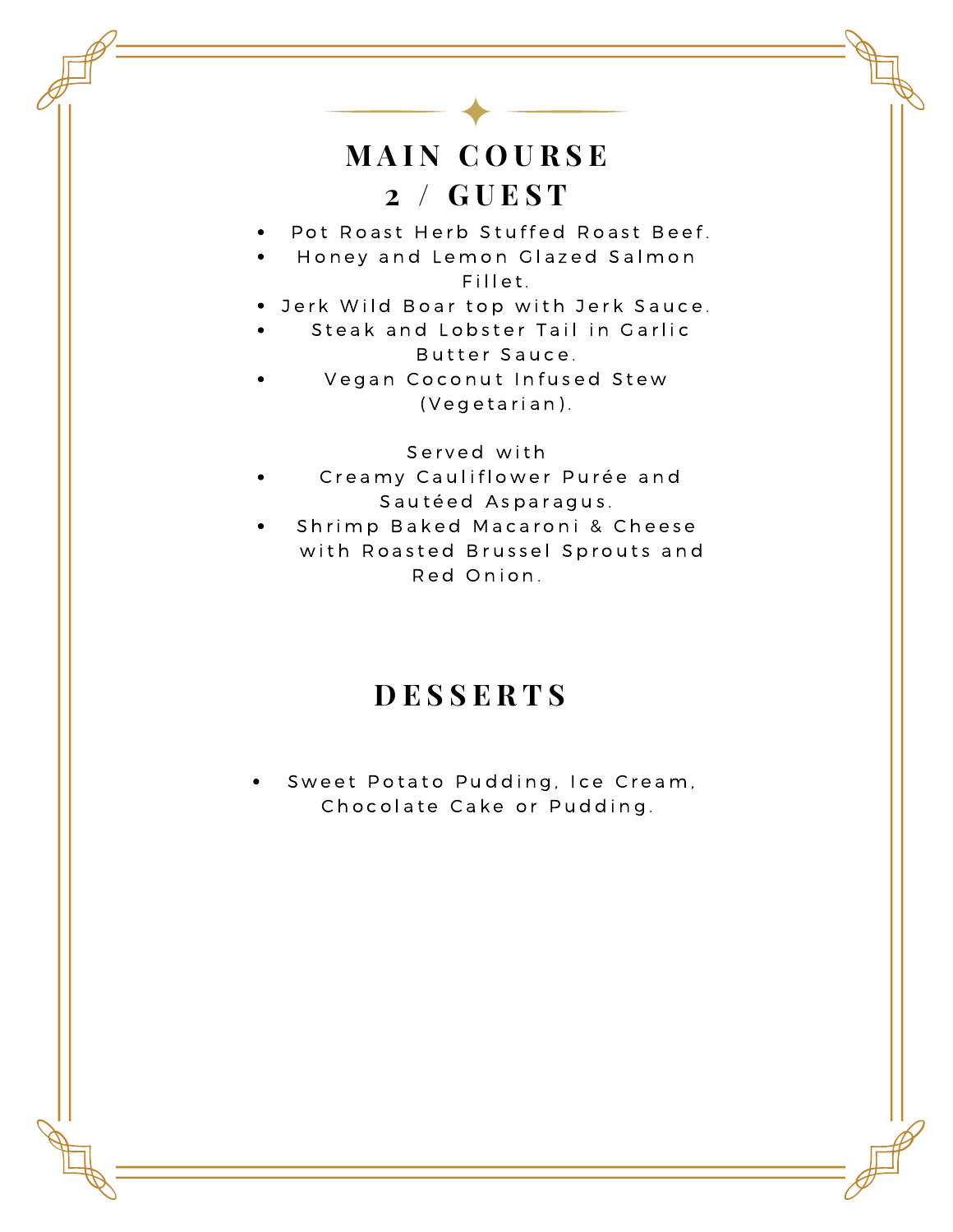## MAIN COURSE
## 2 / GUEST

- Pot Roast Herb Stuffed Roast Beef.
- Honey and Lemon Glazed Salmon Fillet.
- Jerk Wild Boar top with Jerk Sauce.
- Steak and Lobster Tail in Garlic Butter Sauce.
- Vegan Coconut Infused Stew (Vegetarian).

Served with

- Creamy Cauliflower Purée and Sautéed Asparagus.
- Shrimp Baked Macaroni & Cheese with Roasted Brussel Sprouts and Red Onion.

## DESSERTS

- Sweet Potato Pudding, Ice Cream, Chocolate Cake or Pudding.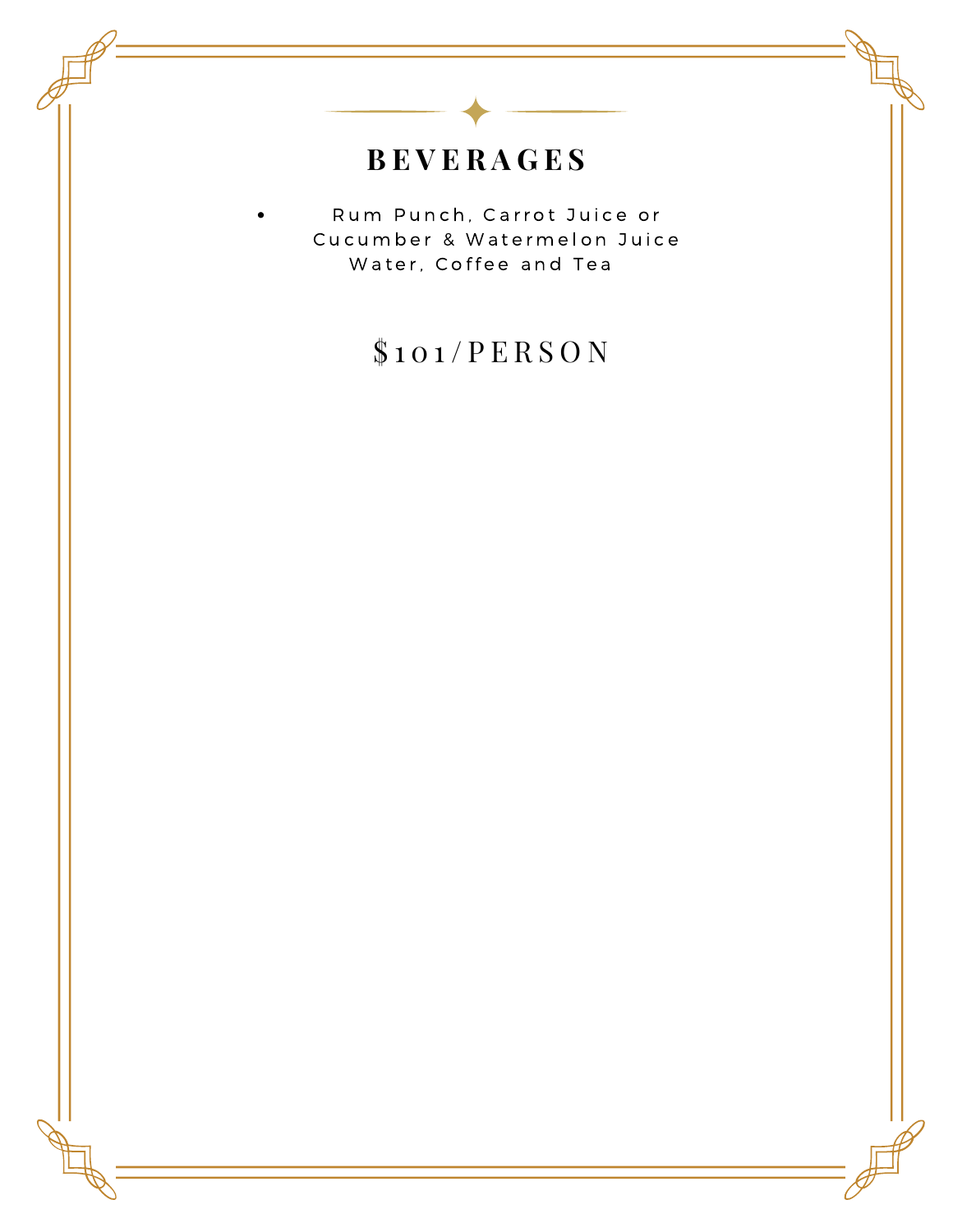## BEVERAGES

- Rum Punch, Carrot Juice or Cucumber & Watermelon Juice
  Water, Coffee and Tea

$101/PERSON